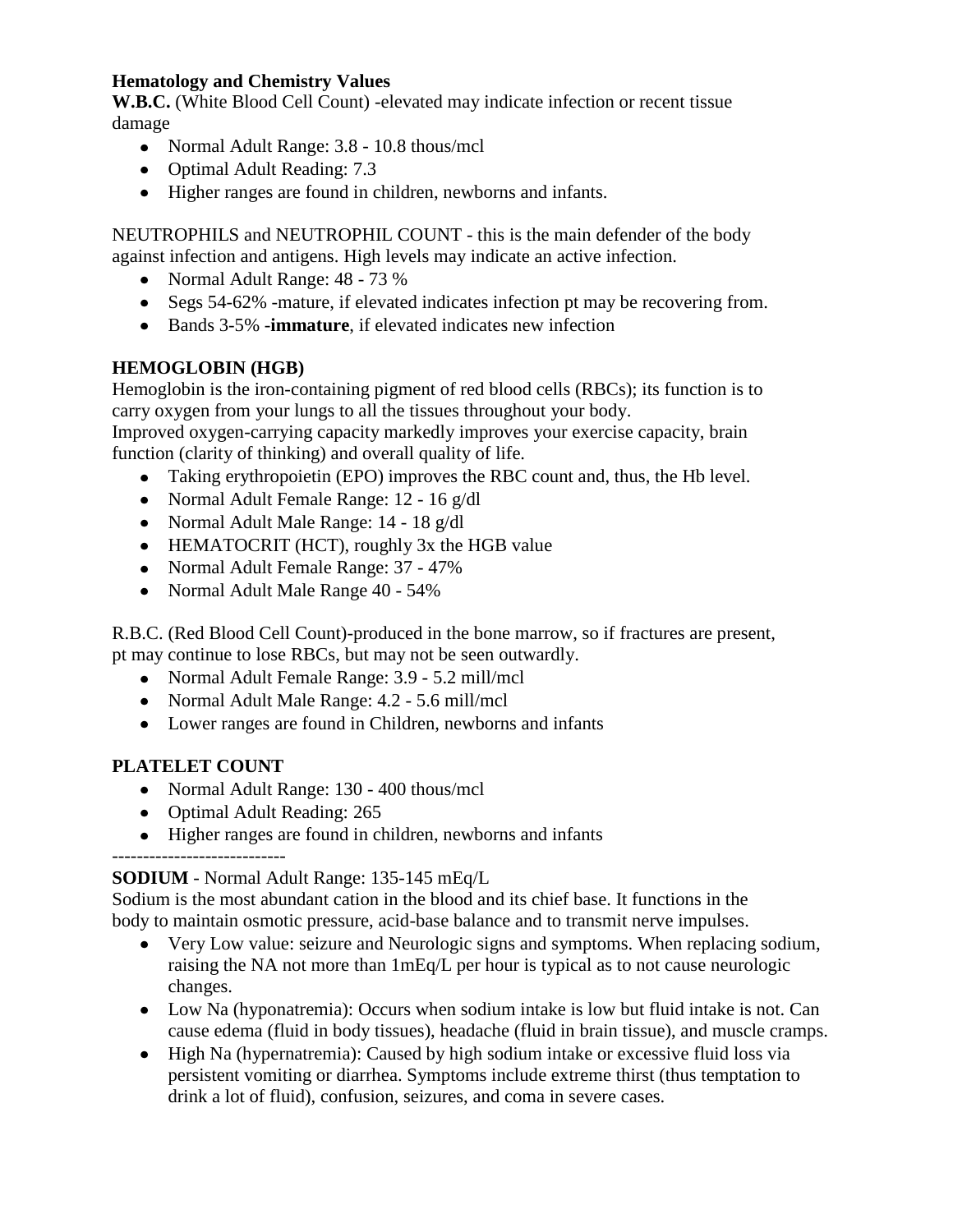**Hematology and Chemistry Values**

**W.B.C.** (White Blood Cell Count) -elevated may indicate infection or recent tissue damage

- Normal Adult Range: 3.8 - 10.8 thous/mcl
- Optimal Adult Reading: 7.3
- Higher ranges are found in children, newborns and infants.

NEUTROPHILS and NEUTROPHIL COUNT - this is the main defender of the body against infection and antigens. High levels may indicate an active infection.

- Normal Adult Range: 48 - 73 %
- Segs 54-62% -mature, if elevated indicates infection pt may be recovering from.
- Bands 3-5% -**immature**, if elevated indicates new infection

**HEMOGLOBIN (HGB)**

Hemoglobin is the iron-containing pigment of red blood cells (RBCs); its function is to carry oxygen from your lungs to all the tissues throughout your body.
Improved oxygen-carrying capacity markedly improves your exercise capacity, brain function (clarity of thinking) and overall quality of life.

- Taking erythropoietin (EPO) improves the RBC count and, thus, the Hb level.
- Normal Adult Female Range: 12 - 16 g/dl
- Normal Adult Male Range: 14 - 18 g/dl
- HEMATOCRIT (HCT), roughly 3x the HGB value
- Normal Adult Female Range: 37 - 47%
- Normal Adult Male Range 40 - 54%

R.B.C. (Red Blood Cell Count)-produced in the bone marrow, so if fractures are present, pt may continue to lose RBCs, but may not be seen outwardly.

- Normal Adult Female Range: 3.9 - 5.2 mill/mcl
- Normal Adult Male Range: 4.2 - 5.6 mill/mcl
- Lower ranges are found in Children, newborns and infants

**PLATELET COUNT**

- Normal Adult Range: 130 - 400 thous/mcl
- Optimal Adult Reading: 265
- Higher ranges are found in children, newborns and infants

----------------------------

**SODIUM** - Normal Adult Range: 135-145 mEq/L

Sodium is the most abundant cation in the blood and its chief base. It functions in the body to maintain osmotic pressure, acid-base balance and to transmit nerve impulses.

- Very Low value: seizure and Neurologic signs and symptoms. When replacing sodium, raising the NA not more than 1mEq/L per hour is typical as to not cause neurologic changes.
- Low Na (hyponatremia): Occurs when sodium intake is low but fluid intake is not. Can cause edema (fluid in body tissues), headache (fluid in brain tissue), and muscle cramps.
- High Na (hypernatremia): Caused by high sodium intake or excessive fluid loss via persistent vomiting or diarrhea. Symptoms include extreme thirst (thus temptation to drink a lot of fluid), confusion, seizures, and coma in severe cases.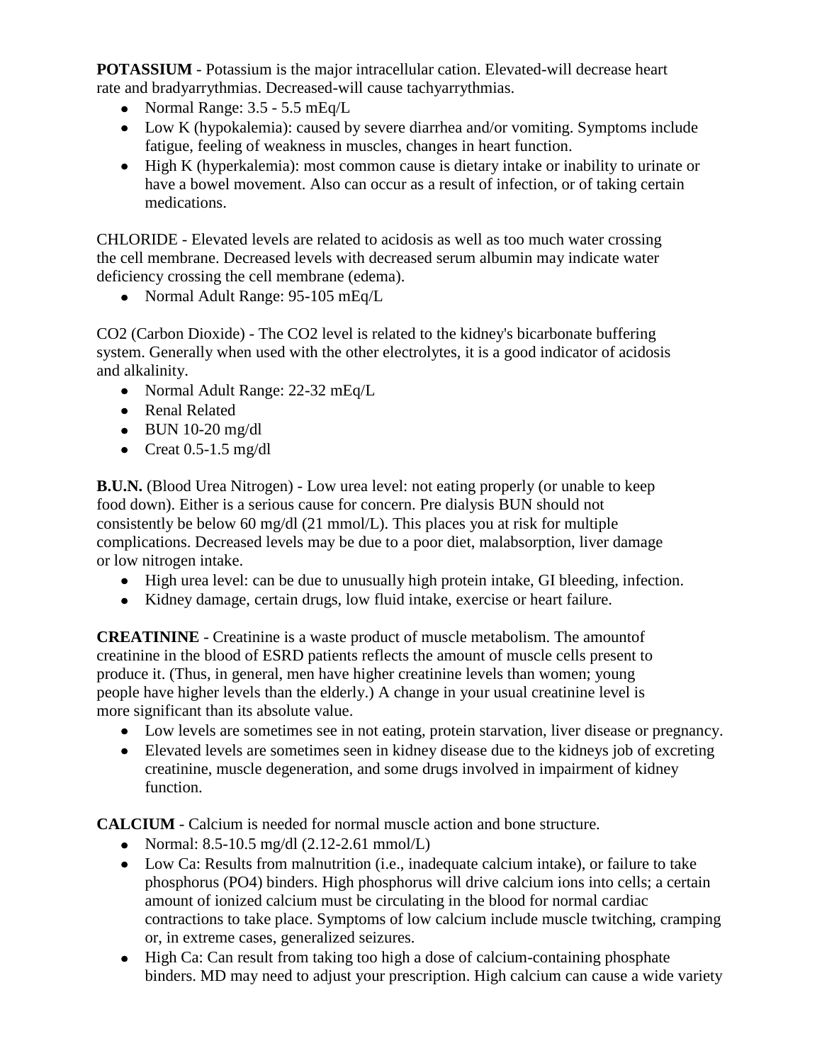**POTASSIUM** - Potassium is the major intracellular cation. Elevated-will decrease heart rate and bradyarrythmias. Decreased-will cause tachyarrythmias.

- Normal Range: 3.5 - 5.5 mEq/L
- Low K (hypokalemia): caused by severe diarrhea and/or vomiting. Symptoms include fatigue, feeling of weakness in muscles, changes in heart function.
- High K (hyperkalemia): most common cause is dietary intake or inability to urinate or have a bowel movement. Also can occur as a result of infection, or of taking certain medications.

CHLORIDE - Elevated levels are related to acidosis as well as too much water crossing the cell membrane. Decreased levels with decreased serum albumin may indicate water deficiency crossing the cell membrane (edema).

- Normal Adult Range: 95-105 mEq/L

CO2 (Carbon Dioxide) - The CO2 level is related to the kidney's bicarbonate buffering system. Generally when used with the other electrolytes, it is a good indicator of acidosis and alkalinity.

- Normal Adult Range: 22-32 mEq/L
- Renal Related
- BUN 10-20 mg/dl
- Creat 0.5-1.5 mg/dl

**B.U.N.** (Blood Urea Nitrogen) - Low urea level: not eating properly (or unable to keep food down). Either is a serious cause for concern. Pre dialysis BUN should not consistently be below 60 mg/dl (21 mmol/L). This places you at risk for multiple complications. Decreased levels may be due to a poor diet, malabsorption, liver damage or low nitrogen intake.

- High urea level: can be due to unusually high protein intake, GI bleeding, infection.
- Kidney damage, certain drugs, low fluid intake, exercise or heart failure.

**CREATININE** - Creatinine is a waste product of muscle metabolism. The amountof creatinine in the blood of ESRD patients reflects the amount of muscle cells present to produce it. (Thus, in general, men have higher creatinine levels than women; young people have higher levels than the elderly.) A change in your usual creatinine level is more significant than its absolute value.

- Low levels are sometimes see in not eating, protein starvation, liver disease or pregnancy.
- Elevated levels are sometimes seen in kidney disease due to the kidneys job of excreting creatinine, muscle degeneration, and some drugs involved in impairment of kidney function.

**CALCIUM** - Calcium is needed for normal muscle action and bone structure.

- Normal: 8.5-10.5 mg/dl (2.12-2.61 mmol/L)
- Low Ca: Results from malnutrition (i.e., inadequate calcium intake), or failure to take phosphorus (PO4) binders. High phosphorus will drive calcium ions into cells; a certain amount of ionized calcium must be circulating in the blood for normal cardiac contractions to take place. Symptoms of low calcium include muscle twitching, cramping or, in extreme cases, generalized seizures.
- High Ca: Can result from taking too high a dose of calcium-containing phosphate binders. MD may need to adjust your prescription. High calcium can cause a wide variety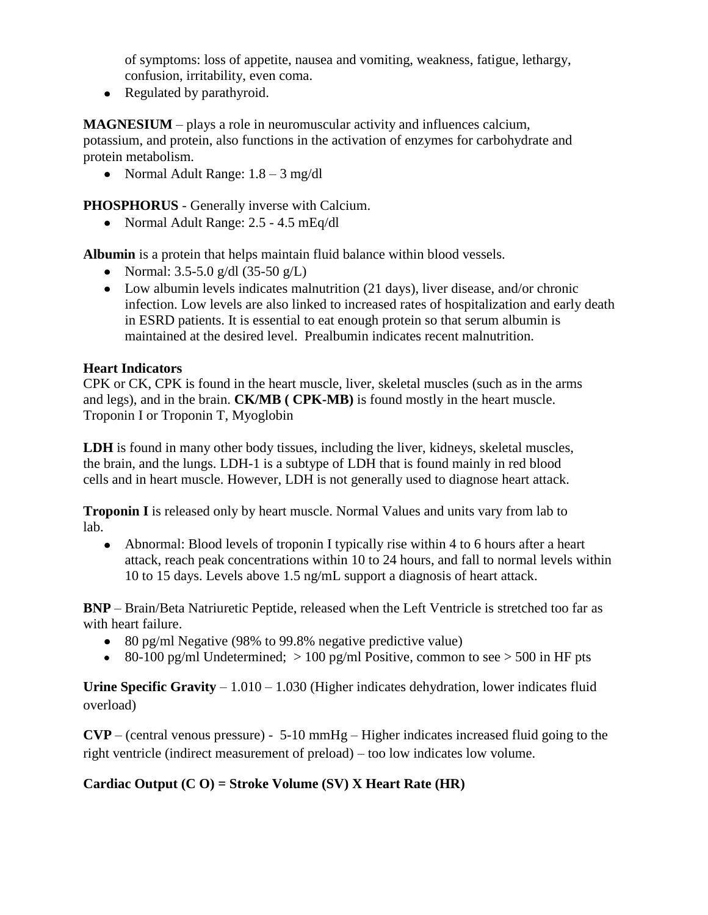of symptoms: loss of appetite, nausea and vomiting, weakness, fatigue, lethargy, confusion, irritability, even coma.

- Regulated by parathyroid.

**MAGNESIUM** – plays a role in neuromuscular activity and influences calcium, potassium, and protein, also functions in the activation of enzymes for carbohydrate and protein metabolism.

- Normal Adult Range: 1.8 – 3 mg/dl

**PHOSPHORUS** - Generally inverse with Calcium.

- Normal Adult Range: 2.5 - 4.5 mEq/dl

**Albumin** is a protein that helps maintain fluid balance within blood vessels.

- Normal: 3.5-5.0 g/dl (35-50 g/L)
- Low albumin levels indicates malnutrition (21 days), liver disease, and/or chronic infection. Low levels are also linked to increased rates of hospitalization and early death in ESRD patients. It is essential to eat enough protein so that serum albumin is maintained at the desired level. Prealbumin indicates recent malnutrition.

**Heart Indicators**

CPK or CK, CPK is found in the heart muscle, liver, skeletal muscles (such as in the arms and legs), and in the brain. **CK/MB ( CPK-MB)** is found mostly in the heart muscle. Troponin I or Troponin T, Myoglobin

**LDH** is found in many other body tissues, including the liver, kidneys, skeletal muscles, the brain, and the lungs. LDH-1 is a subtype of LDH that is found mainly in red blood cells and in heart muscle. However, LDH is not generally used to diagnose heart attack.

**Troponin I** is released only by heart muscle. Normal Values and units vary from lab to lab.

- Abnormal: Blood levels of troponin I typically rise within 4 to 6 hours after a heart attack, reach peak concentrations within 10 to 24 hours, and fall to normal levels within 10 to 15 days. Levels above 1.5 ng/mL support a diagnosis of heart attack.

**BNP** – Brain/Beta Natriuretic Peptide, released when the Left Ventricle is stretched too far as with heart failure.

- 80 pg/ml Negative (98% to 99.8% negative predictive value)
- 80-100 pg/ml Undetermined; > 100 pg/ml Positive, common to see > 500 in HF pts

**Urine Specific Gravity** – 1.010 – 1.030 (Higher indicates dehydration, lower indicates fluid overload)

**CVP** – (central venous pressure) - 5-10 mmHg – Higher indicates increased fluid going to the right ventricle (indirect measurement of preload) – too low indicates low volume.

**Cardiac Output (C O) = Stroke Volume (SV) X Heart Rate (HR)**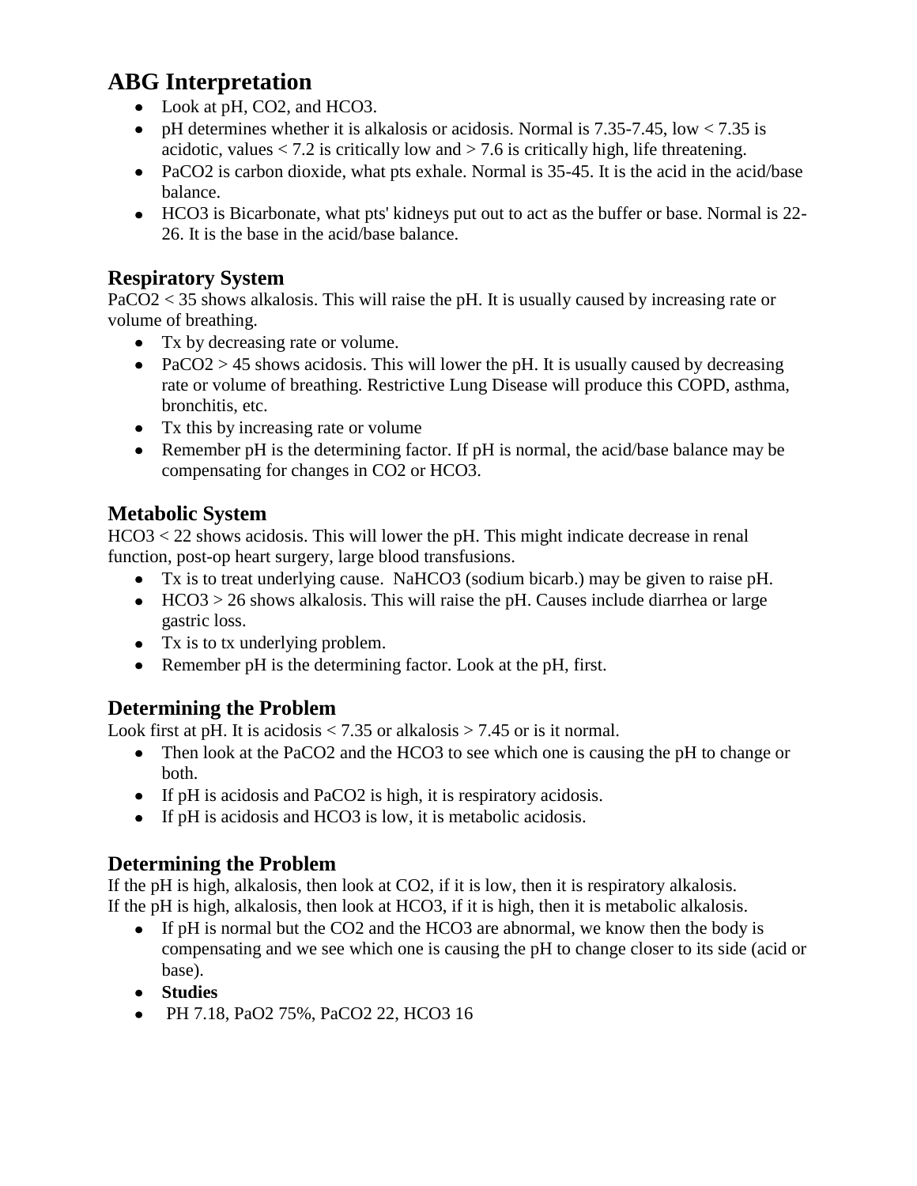# ABG Interpretation

- Look at pH, $CO_2$, and $HCO_3$.
- pH determines whether it is alkalosis or acidosis. Normal is 7.35-7.45, low < 7.35 is acidotic, values < 7.2 is critically low and > 7.6 is critically high, life threatening.
- $PaCO_2$ is carbon dioxide, what pts exhale. Normal is 35-45. It is the acid in the acid/base balance.
- $HCO_3$ is Bicarbonate, what pts' kidneys put out to act as the buffer or base. Normal is 22-26. It is the base in the acid/base balance.

## Respiratory System

$PaCO_2$ < 35 shows alkalosis. This will raise the pH. It is usually caused by increasing rate or volume of breathing.

- Tx by decreasing rate or volume.
- $PaCO_2$ > 45 shows acidosis. This will lower the pH. It is usually caused by decreasing rate or volume of breathing. Restrictive Lung Disease will produce this COPD, asthma, bronchitis, etc.
- Tx this by increasing rate or volume
- Remember pH is the determining factor. If pH is normal, the acid/base balance may be compensating for changes in $CO_2$ or $HCO_3$.

## Metabolic System

$HCO_3$ < 22 shows acidosis. This will lower the pH. This might indicate decrease in renal function, post-op heart surgery, large blood transfusions.

- Tx is to treat underlying cause. $NaHCO_3$ (sodium bicarb.) may be given to raise pH.
- $HCO_3$ > 26 shows alkalosis. This will raise the pH. Causes include diarrhea or large gastric loss.
- Tx is to tx underlying problem.
- Remember pH is the determining factor. Look at the pH, first.

## Determining the Problem

Look first at pH. It is acidosis < 7.35 or alkalosis > 7.45 or is it normal.

- Then look at the $PaCO_2$ and the $HCO_3$ to see which one is causing the pH to change or both.
- If pH is acidosis and $PaCO_2$ is high, it is respiratory acidosis.
- If pH is acidosis and $HCO_3$ is low, it is metabolic acidosis.

## Determining the Problem

If the pH is high, alkalosis, then look at $CO_2$, if it is low, then it is respiratory alkalosis.
If the pH is high, alkalosis, then look at $HCO_3$, if it is high, then it is metabolic alkalosis.

- If pH is normal but the $CO_2$ and the $HCO_3$ are abnormal, we know then the body is compensating and we see which one is causing the pH to change closer to its side (acid or base).
- **Studies**
- PH 7.18, $PaO_2$ 75%, $PaCO_2$ 22, $HCO_3$ 16